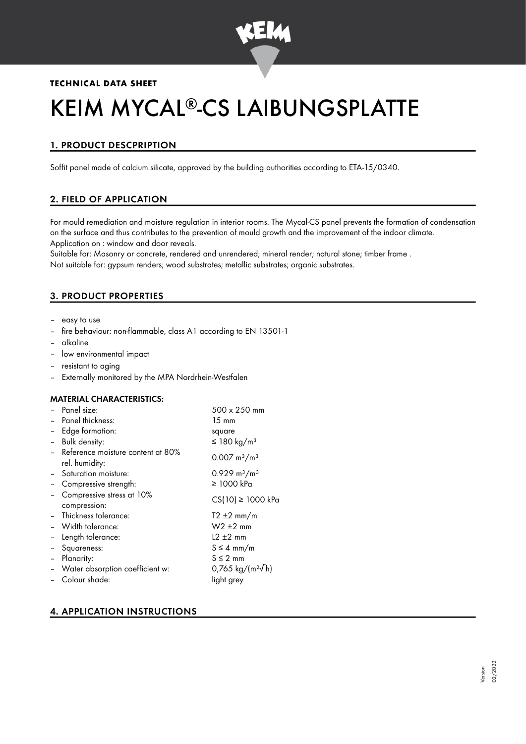**TECHNICAL DATA SHEET**

# KEIM MYCAL®-CS LAIBUNGSPLATTE

## 1. PRODUCT DESCPRIPTION

Soffit panel made of calcium silicate, approved by the building authorities according to ETA-15/0340.

## 2. FIELD OF APPLICATION

For mould remediation and moisture regulation in interior rooms. The Mycal-CS panel prevents the formation of condensation on the surface and thus contributes to the prevention of mould growth and the improvement of the indoor climate.
Application on : window and door reveals.
Suitable for: Masonry or concrete, rendered and unrendered; mineral render; natural stone; timber frame .
Not suitable for: gypsum renders; wood substrates; metallic substrates; organic substrates.

## 3. PRODUCT PROPERTIES

- easy to use
- fire behaviour: non-flammable, class A1 according to EN 13501-1
- alkaline
- low environmental impact
- resistant to aging
- Externally monitored by the MPA Nordrhein-Westfalen

### MATERIAL CHARACTERISTICS:

- Panel size: 500 x 250 mm
- Panel thickness: 15 mm
- Edge formation: square
- Bulk density: ≤ 180 kg/m³
- Reference moisture content at 80% rel. humidity: 0.007 m³/m³
- Saturation moisture: 0.929 m³/m³
- Compressive strength: ≥ 1000 kPa
- Compressive stress at 10% compression: CS(10) ≥ 1000 kPa
- Thickness tolerance: T2 ±2 mm/m
- Width tolerance: W2 ±2 mm
- Length tolerance: L2 ±2 mm
- Squareness: S ≤ 4 mm/m
- Planarity: S ≤ 2 mm
- Water absorption coefficient w: 0,765 kg/(m²√h)
- Colour shade: light grey

## 4. APPLICATION INSTRUCTIONS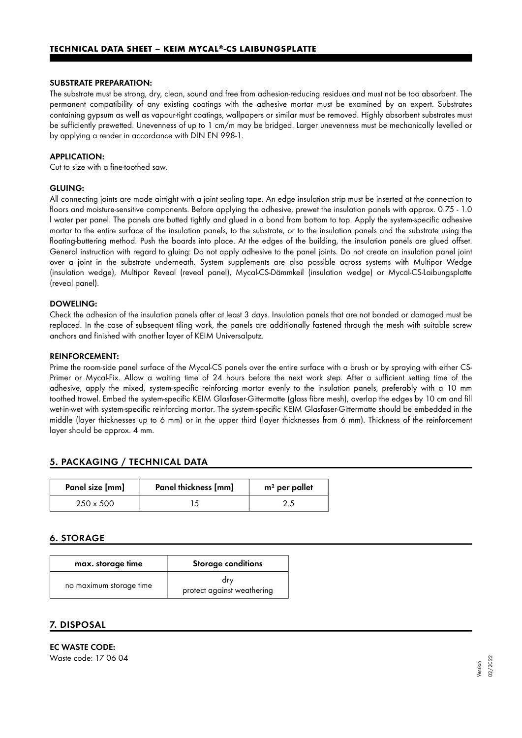### SUBSTRATE PREPARATION:

The substrate must be strong, dry, clean, sound and free from adhesion-reducing residues and must not be too absorbent. The permanent compatibility of any existing coatings with the adhesive mortar must be examined by an expert. Substrates containing gypsum as well as vapour-tight coatings, wallpapers or similar must be removed. Highly absorbent substrates must be sufficiently prewetted. Unevenness of up to 1 cm/m may be bridged. Larger unevenness must be mechanically levelled or by applying a render in accordance with DIN EN 998-1.

### APPLICATION:

Cut to size with a fine-toothed saw.

### GLUING:

All connecting joints are made airtight with a joint sealing tape. An edge insulation strip must be inserted at the connection to floors and moisture-sensitive components. Before applying the adhesive, prewet the insulation panels with approx. 0.75 - 1.0 l water per panel. The panels are butted tightly and glued in a bond from bottom to top. Apply the system-specific adhesive mortar to the entire surface of the insulation panels, to the substrate, or to the insulation panels and the substrate using the floating-buttering method. Push the boards into place. At the edges of the building, the insulation panels are glued offset. General instruction with regard to gluing: Do not apply adhesive to the panel joints. Do not create an insulation panel joint over a joint in the substrate underneath. System supplements are also possible across systems with Multipor Wedge (insulation wedge), Multipor Reveal (reveal panel), Mycal-CS-Dämmkeil (insulation wedge) or Mycal-CS-Laibungsplatte (reveal panel).

### DOWELING:

Check the adhesion of the insulation panels after at least 3 days. Insulation panels that are not bonded or damaged must be replaced. In the case of subsequent tiling work, the panels are additionally fastened through the mesh with suitable screw anchors and finished with another layer of KEIM Universalputz.

### REINFORCEMENT:

Prime the room-side panel surface of the Mycal-CS panels over the entire surface with a brush or by spraying with either CS-Primer or Mycal-Fix. Allow a waiting time of 24 hours before the next work step. After a sufficient setting time of the adhesive, apply the mixed, system-specific reinforcing mortar evenly to the insulation panels, preferably with a 10 mm toothed trowel. Embed the system-specific KEIM Glasfaser-Gittermatte (glass fibre mesh), overlap the edges by 10 cm and fill wet-in-wet with system-specific reinforcing mortar. The system-specific KEIM Glasfaser-Gittermatte should be embedded in the middle (layer thicknesses up to 6 mm) or in the upper third (layer thicknesses from 6 mm). Thickness of the reinforcement layer should be approx. 4 mm.

## 5. PACKAGING / TECHNICAL DATA

| Panel size [mm] | Panel thickness [mm] | m² per pallet |
|---|---|---|
| 250 x 500 | 15 | 2.5 |

## 6. STORAGE

| max. storage time | Storage conditions |
|---|---|
| no maximum storage time | dry<br>protect against weathering |

## 7. DISPOSAL

**EC WASTE CODE:**

Waste code: 17 06 04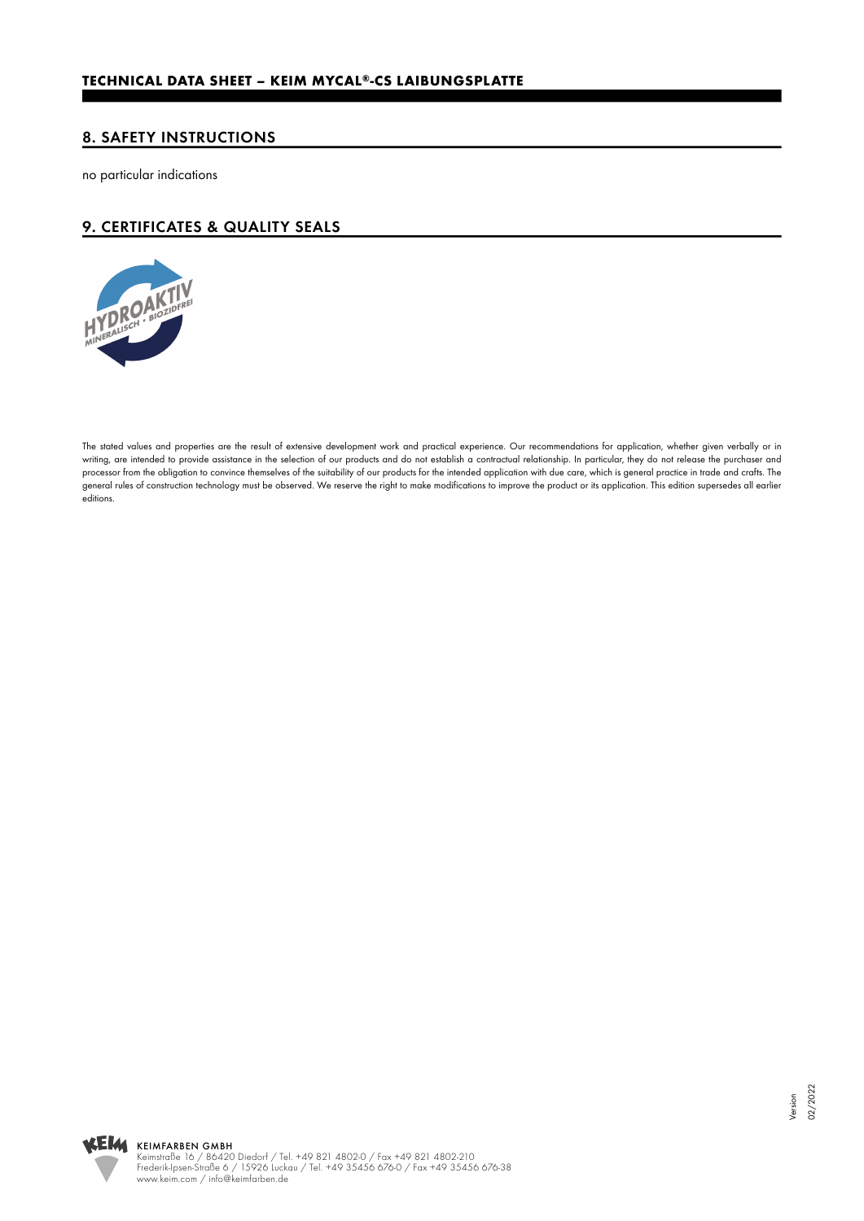## 8. SAFETY INSTRUCTIONS

no particular indications

## 9. CERTIFICATES & QUALITY SEALS

HYDROAKTIV
MINERALISCH • BIOZIDFREI

The stated values and properties are the result of extensive development work and practical experience. Our recommendations for application, whether given verbally or in writing, are intended to provide assistance in the selection of our products and do not establish a contractual relationship. In particular, they do not release the purchaser and processor from the obligation to convince themselves of the suitability of our products for the intended application with due care, which is general practice in trade and crafts. The general rules of construction technology must be observed. We reserve the right to make modifications to improve the product or its application. This edition supersedes all earlier editions.

KEIMFARBEN GMBH
Keimstraße 16 / 86420 Diedorf / Tel. +49 821 4802-0 / Fax +49 821 4802-210
Frederik-Ipsen-Straße 6 / 15926 Luckau / Tel. +49 35456 676-0 / Fax +49 35456 676-38
www.keim.com / info@keimfarben.de

Version 02/2022